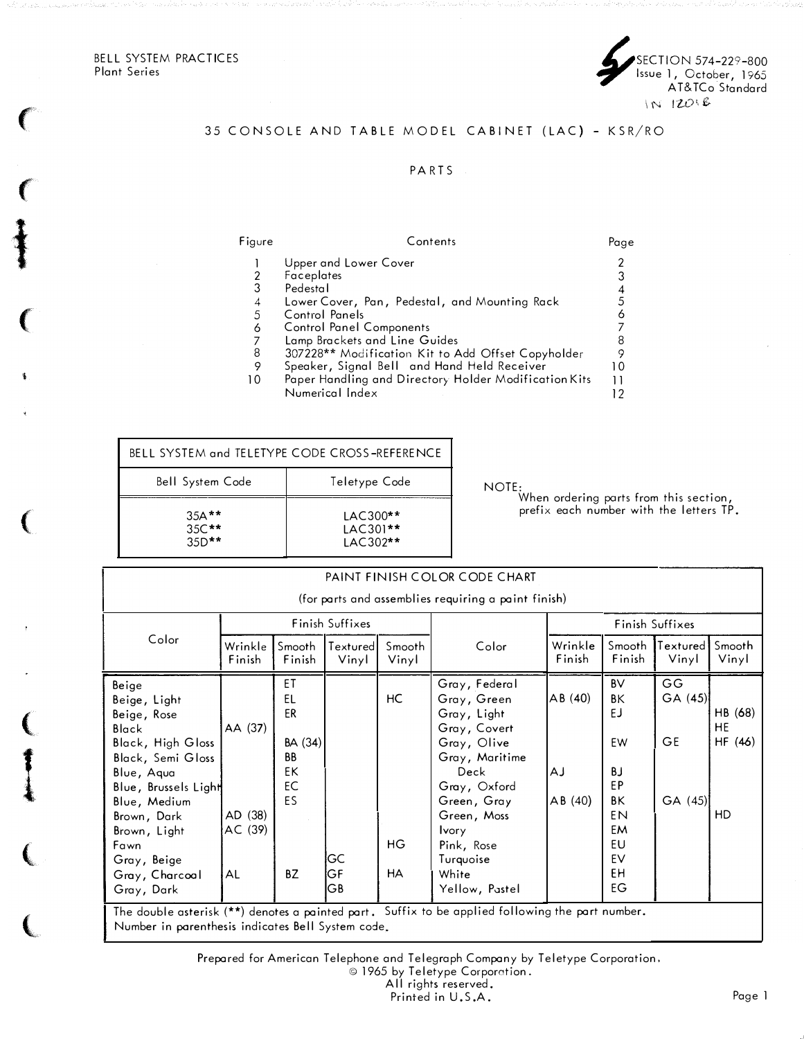BELL SYSTEM PRACTICES
Plant Series

SECTION 574-229-800
Issue 1, October, 1965
AT&TCo Standard

# 35 CONSOLE AND TABLE MODEL CABINET (LAC) - KSR/RO

## PARTS

| Figure | Contents | Page |
|---|---|---|
| 1 | Upper and Lower Cover | 2 |
| 2 | Faceplates | 3 |
| 3 | Pedestal | 4 |
| 4 | Lower Cover, Pan, Pedestal, and Mounting Rack | 5 |
| 5 | Control Panels | 6 |
| 6 | Control Panel Components | 7 |
| 7 | Lamp Brackets and Line Guides | 8 |
| 8 | 307228** Modification Kit to Add Offset Copyholder | 9 |
| 9 | Speaker, Signal Bell and Hand Held Receiver | 10 |
| 10 | Paper Handling and Directory Holder Modification Kits | 11 |
| | Numerical Index | 12 |

| BELL SYSTEM and TELETYPE CODE CROSS-REFERENCE | |
|---|---|
| Bell System Code | Teletype Code |
| 35A** | LAC300** |
| 35C** | LAC301** |
| 35D** | LAC302** |

NOTE:
When ordering parts from this section, prefix each number with the letters TP.

PAINT FINISH COLOR CODE CHART

(for parts and assemblies requiring a paint finish)

| Color | Finish Suffixes | | | | Color | Finish Suffixes | | | |
|---|---|---|---|---|---|---|---|---|---|
| | Wrinkle Finish | Smooth Finish | Textured Vinyl | Smooth Vinyl | | Wrinkle Finish | Smooth Finish | Textured Vinyl | Smooth Vinyl |
| Beige | | ET | | | Gray, Federal | | BV | GG | |
| Beige, Light | | EL | | HC | Gray, Green | AB (40) | BK | GA (45) | |
| Beige, Rose | | ER | | | Gray, Light | | EJ | | HB (68) |
| Black | AA (37) | | | | Gray, Covert | | | | HE |
| Black, High Gloss | | BA (34) | | | Gray, Olive | | EW | GE | HF (46) |
| Black, Semi Gloss | | BB | | | Gray, Maritime Deck | AJ | BJ | | |
| Blue, Aqua | | EK | | | | | | | |
| Blue, Brussels Light | | EC | | | Gray, Oxford | | EP | | |
| Blue, Medium | | ES | | | Green, Gray | AB (40) | BK | GA (45) | |
| Brown, Dark | AD (38) | | | | Green, Moss | | EN | | HD |
| Brown, Light | AC (39) | | | | Ivory | | EM | | |
| Fawn | | | | HG | Pink, Rose | | EU | | |
| Gray, Beige | | | GC | | Turquoise | | EV | | |
| Gray, Charcoal | AL | BZ | GF | HA | White | | EH | | |
| Gray, Dark | | | GB | | Yellow, Pastel | | EG | | |

The double asterisk (**) denotes a painted part. Suffix to be applied following the part number.
Number in parenthesis indicates Bell System code.

Prepared for American Telephone and Telegraph Company by Teletype Corporation.
© 1965 by Teletype Corporation.
All rights reserved.
Printed in U.S.A.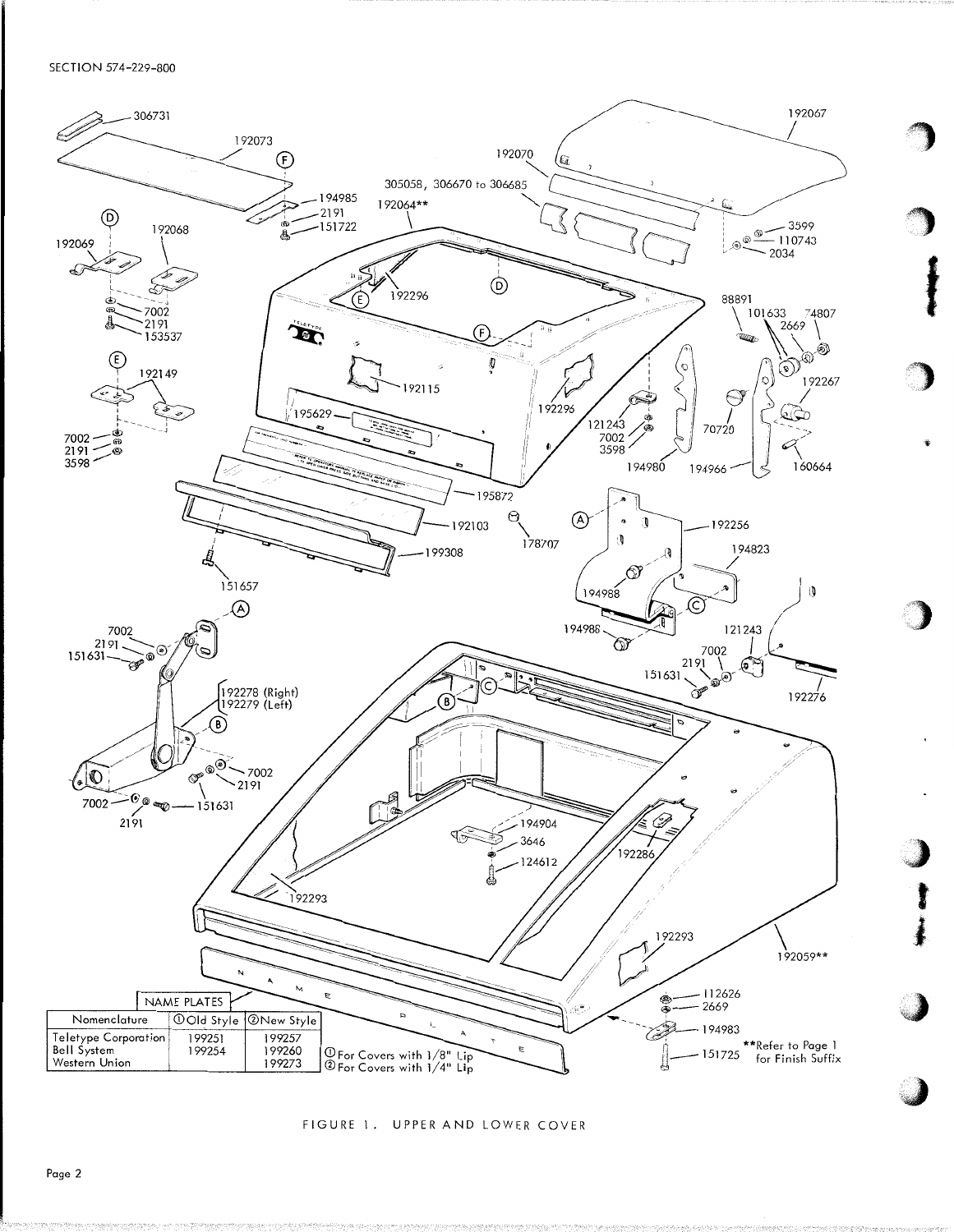| NAME PLATES | | |
|---|---|---|
| Nomenclature | ①Old Style | ②New Style |
| Teletype Corporation | 199251 | 199257 |
| Bell System | 199254 | 199260 |
| Western Union | | 199273 |

① For Covers with 1/8" Lip
② For Covers with 1/4" Lip

**Refer to Page 1 for Finish Suffix

FIGURE 1. UPPER AND LOWER COVER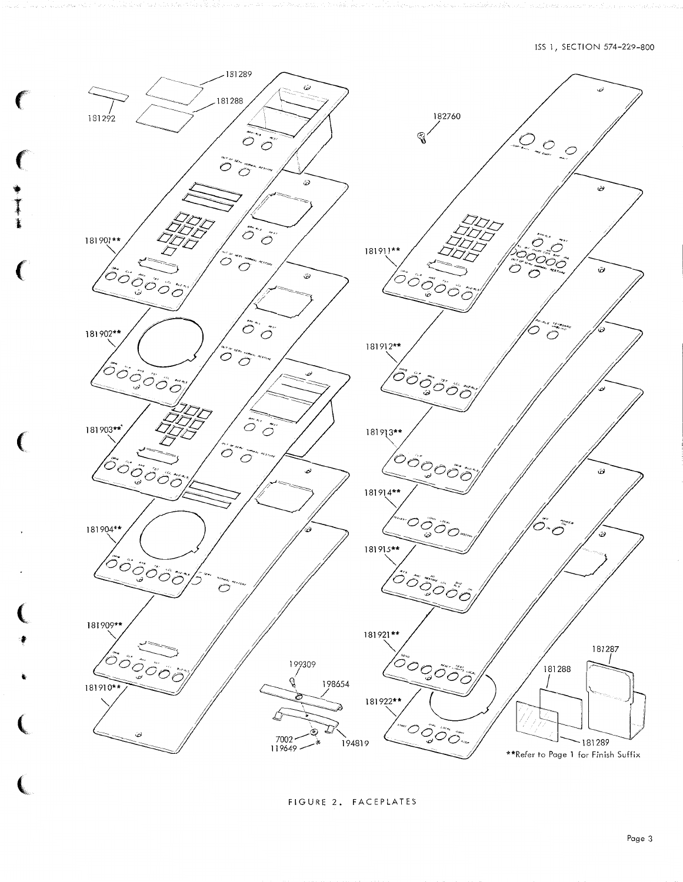181289

181288

181292

182760

181901**

181911**

181902**

181912**

181903**

181913**

181914**

181904**

181915**

181909**

181921**

181287

199309

198654

181288

181910**

181922**

7002

119649

194819

181289

**Refer to Page 1 for Finish Suffix

FIGURE 2. FACEPLATES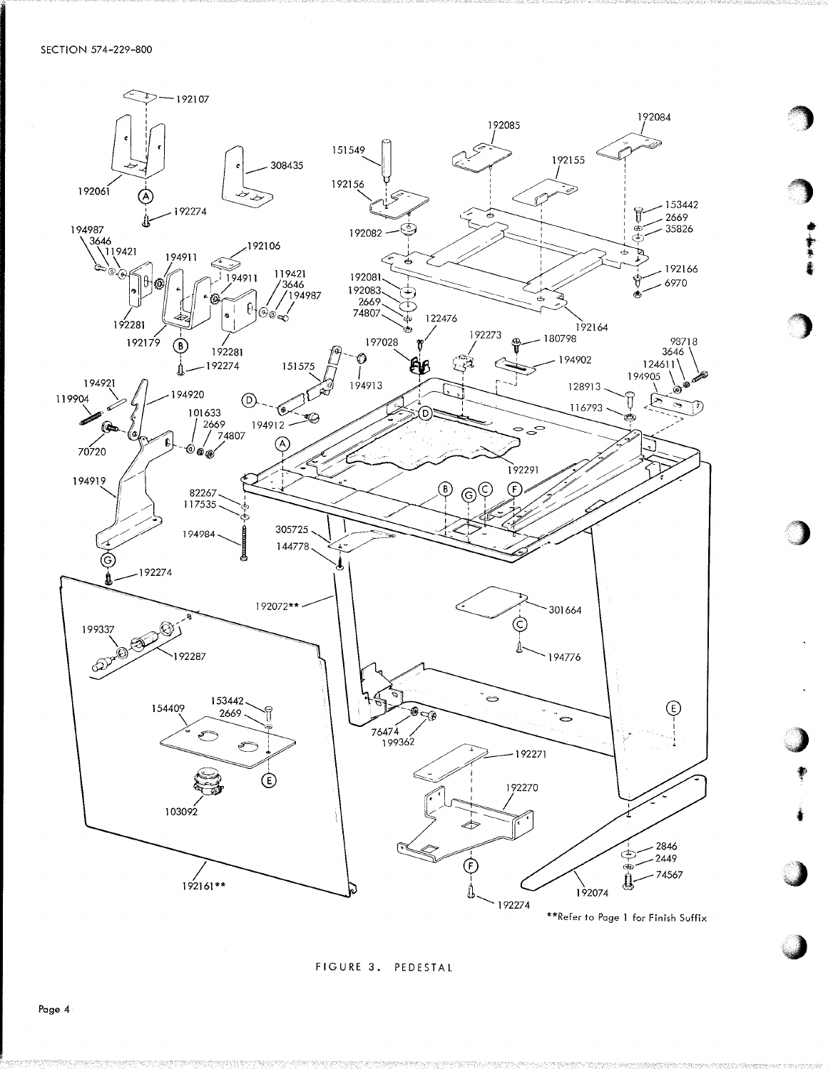**Refer to Page 1 for Finish Suffix

FIGURE 3. PEDESTAL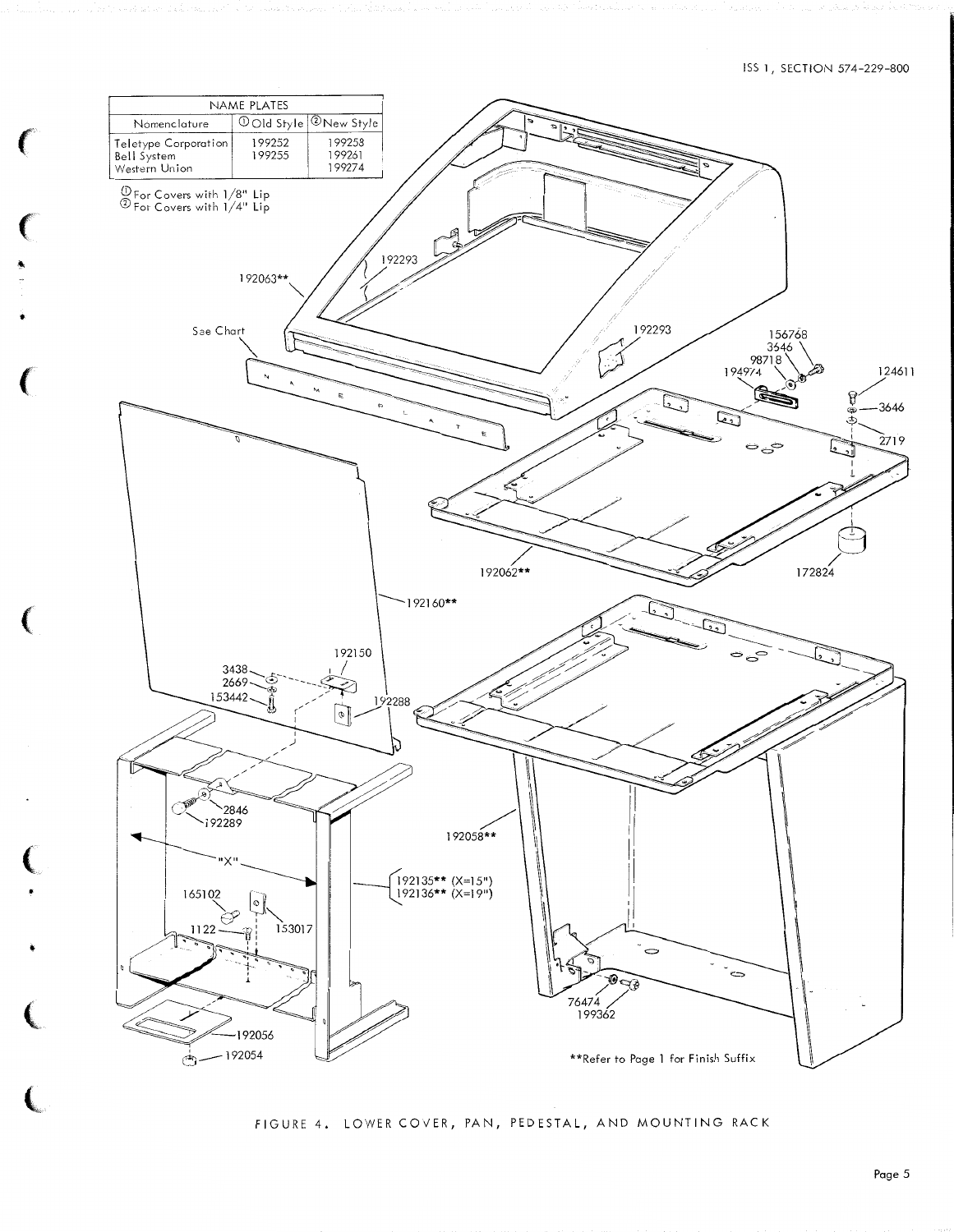| NAME PLATES | | |
|---|---|---|
| Nomenclature | ① Old Style | ② New Style |
| Teletype Corporation | 199252 | 199258 |
| Bell System | 199255 | 199261 |
| Western Union | | 199274 |

① For Covers with 1/8" Lip
② For Covers with 1/4" Lip

192063**
192293
192293
See Chart
156768
3646
98718
194974
124611
3646
2719
192062**
172824
192160**
192150
3438
2669
153442
192288
2846
192289
"X"
192135** (X=15")
192136** (X=19")
165102
153017
1122
192056
192054
192058**
76474
199362

**Refer to Page 1 for Finish Suffix

FIGURE 4. LOWER COVER, PAN, PEDESTAL, AND MOUNTING RACK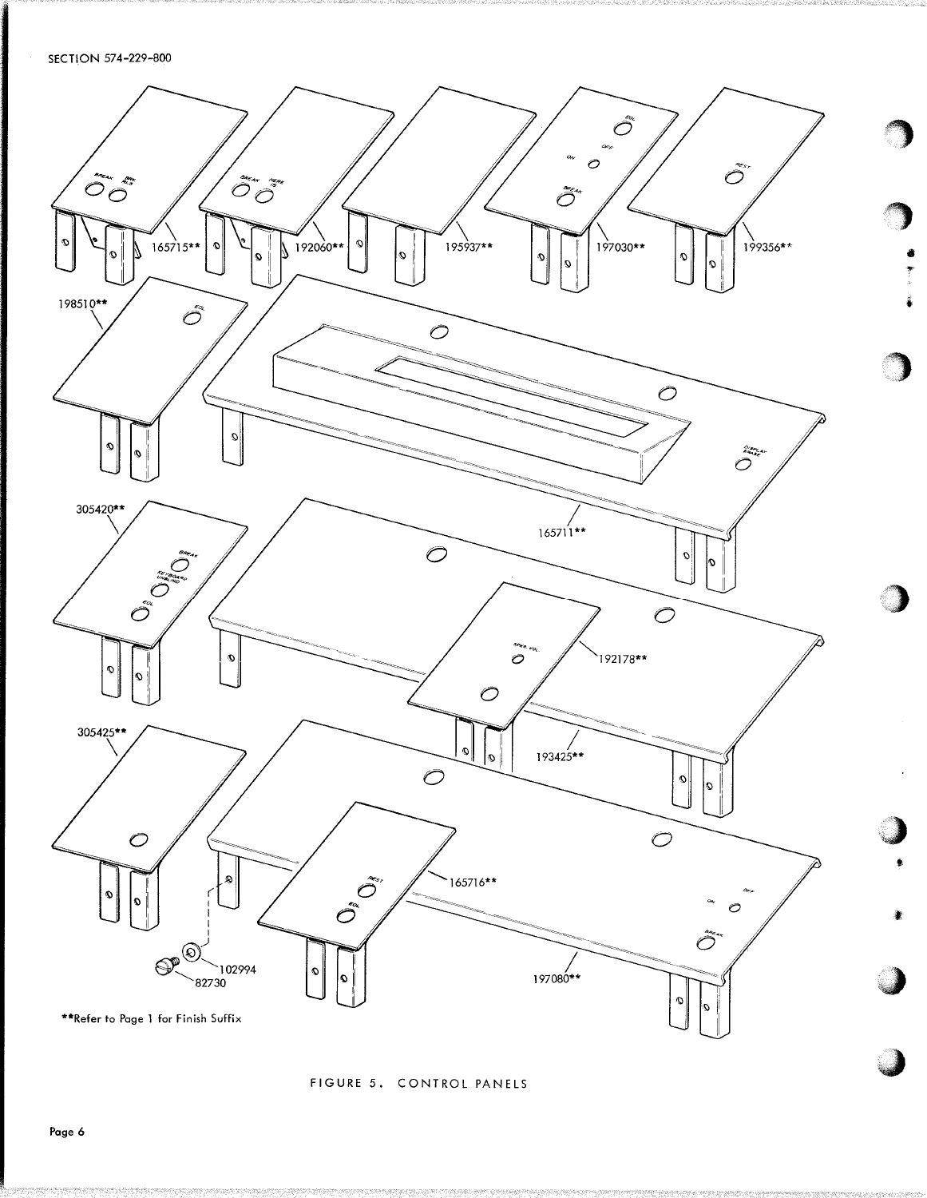SECTION 574-229-800

165715**

192060**

195937**

197030**

199356**

198510**

165711**

305420**

192178**

193425**

305425**

165716**

197080**

102994

82730

**Refer to Page 1 for Finish Suffix

FIGURE 5. CONTROL PANELS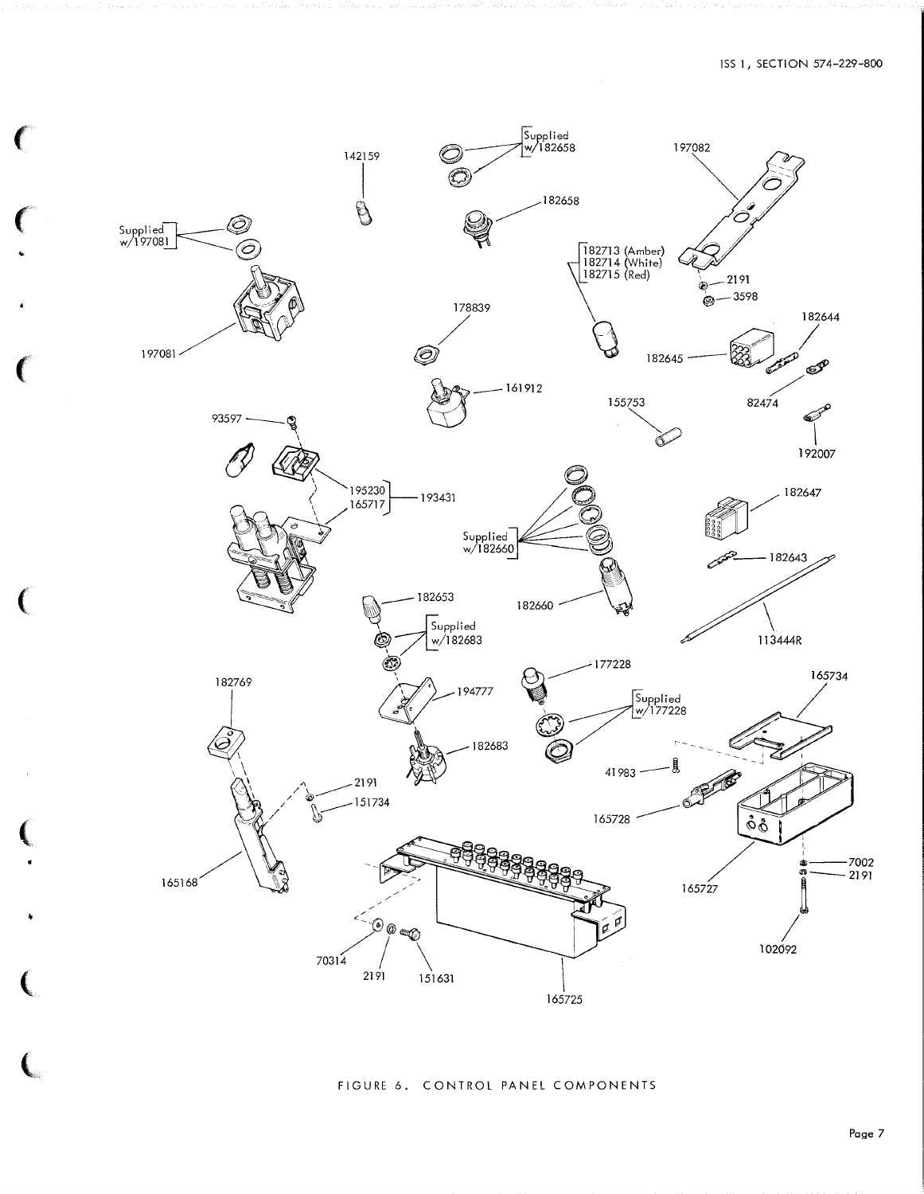FIGURE 6. CONTROL PANEL COMPONENTS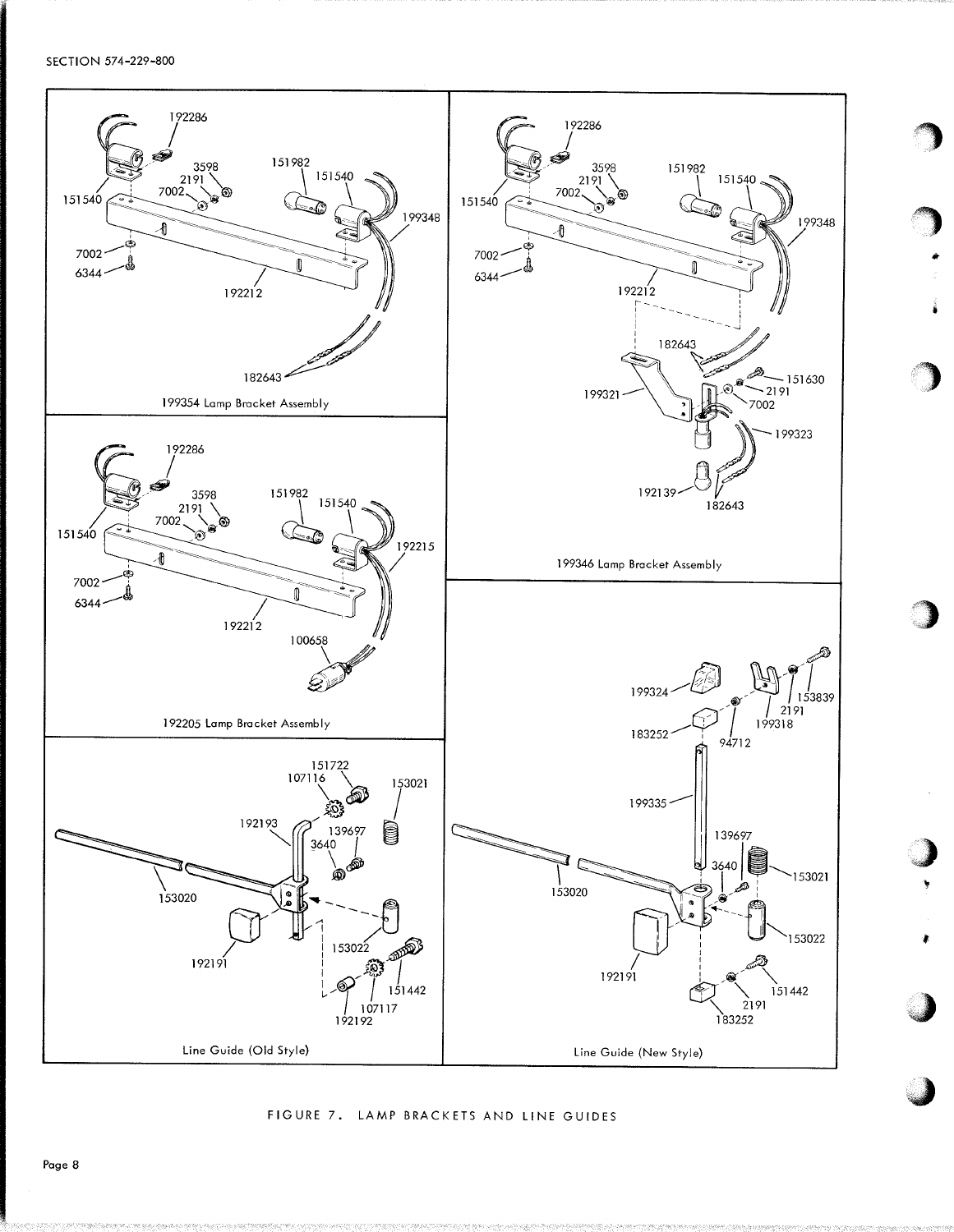199354 Lamp Bracket Assembly

199346 Lamp Bracket Assembly

192205 Lamp Bracket Assembly

Line Guide (Old Style)

Line Guide (New Style)

FIGURE 7. LAMP BRACKETS AND LINE GUIDES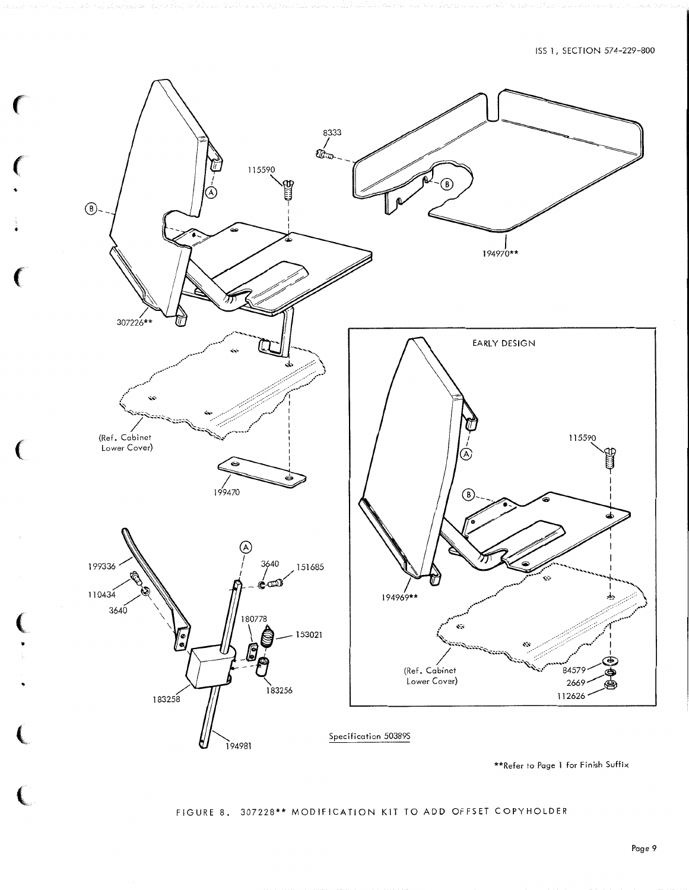8333

115590

Ⓐ

Ⓑ

Ⓑ

194970**

307226**

(Ref. Cabinet Lower Cover)

199470

EARLY DESIGN

115590

Ⓐ

Ⓑ

194969**

(Ref. Cabinet Lower Cover)

84579

2669

112626

Ⓐ

199336

110434

3640

3640

151685

180778

153021

183258

183256

194981

Specification 50389S

**Refer to Page 1 for Finish Suffix

FIGURE 8. 307228** MODIFICATION KIT TO ADD OFFSET COPYHOLDER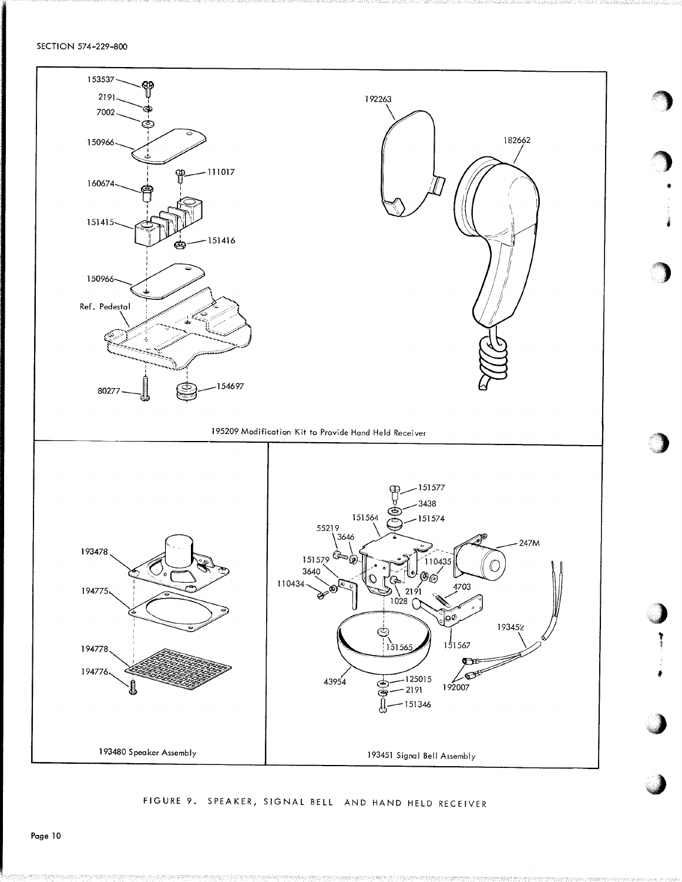195209 Modification Kit to Provide Hand Held Receiver

193480 Speaker Assembly

193451 Signal Bell Assembly

FIGURE 9. SPEAKER, SIGNAL BELL AND HAND HELD RECEIVER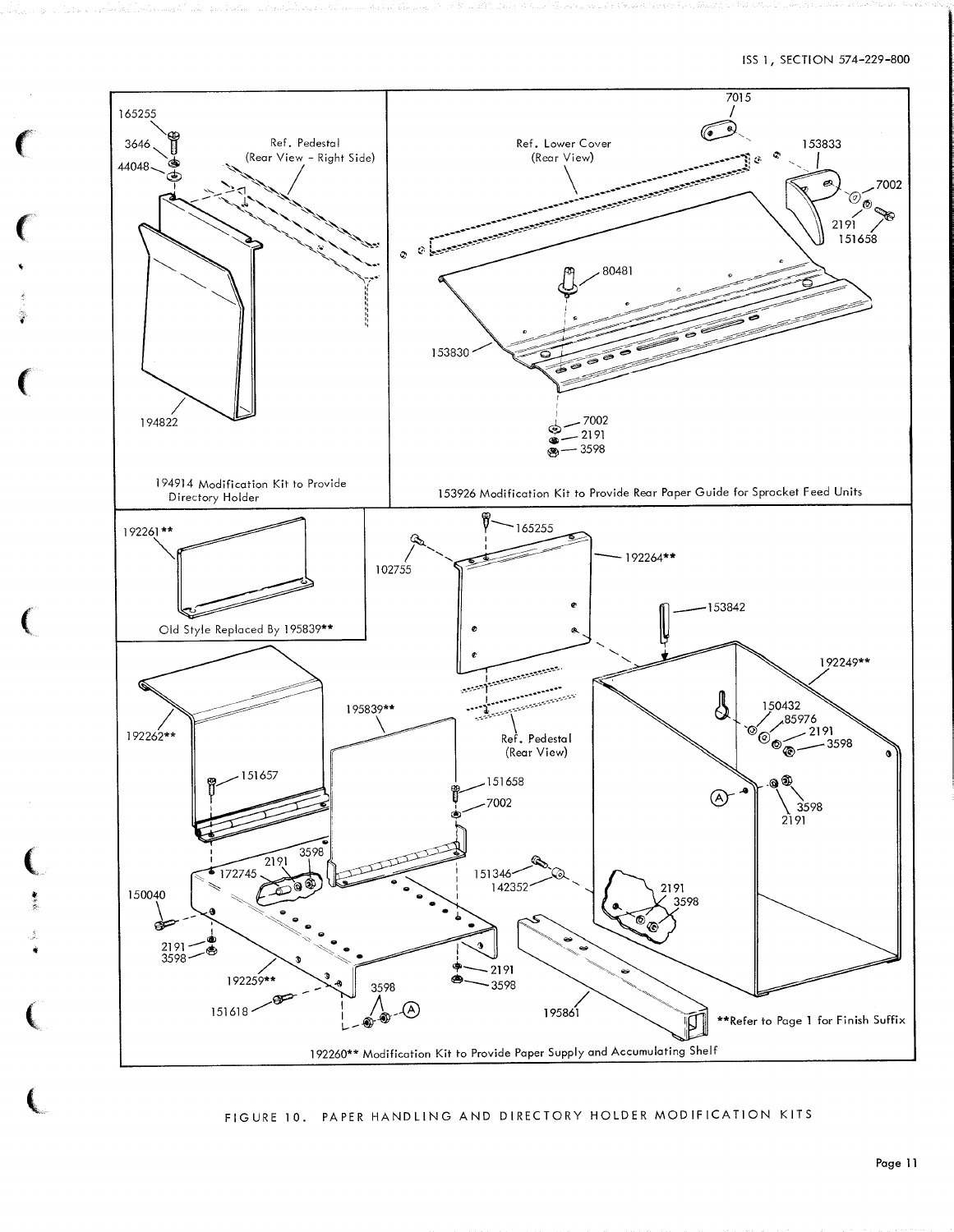194914 Modification Kit to Provide Directory Holder

153926 Modification Kit to Provide Rear Paper Guide for Sprocket Feed Units

Old Style Replaced By 195839**

**Refer to Page 1 for Finish Suffix

192260** Modification Kit to Provide Paper Supply and Accumulating Shelf

FIGURE 10. PAPER HANDLING AND DIRECTORY HOLDER MODIFICATION KITS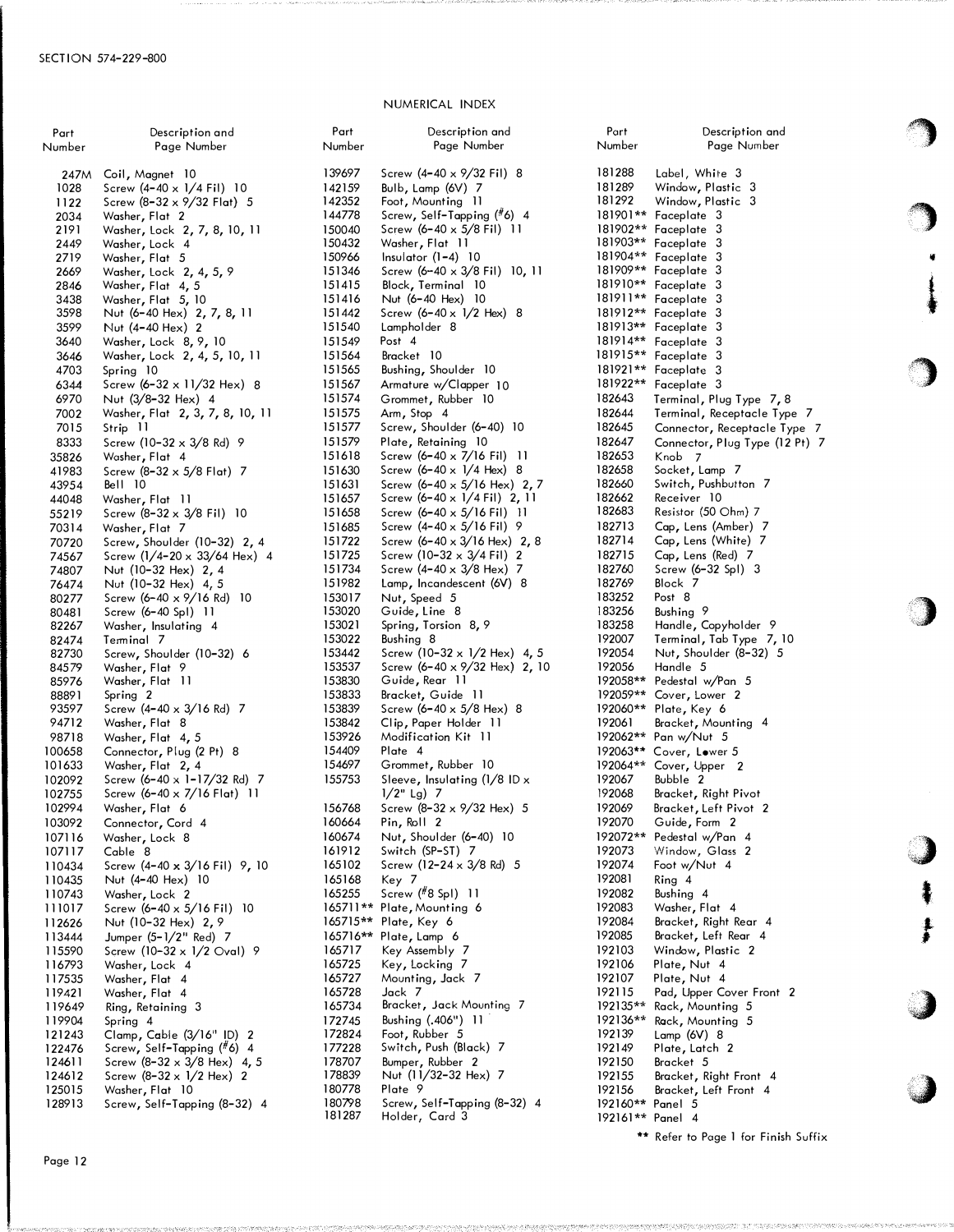## NUMERICAL INDEX

| Part Number | Description and Page Number |
|---|---|
| 247M | Coil, Magnet 10 |
| 1028 | Screw (4-40 x 1/4 Fil) 10 |
| 1122 | Screw (8-32 x 9/32 Flat) 5 |
| 2034 | Washer, Flat 2 |
| 2191 | Washer, Lock 2, 7, 8, 10, 11 |
| 2449 | Washer, Lock 4 |
| 2719 | Washer, Flat 5 |
| 2669 | Washer, Lock 2, 4, 5, 9 |
| 2846 | Washer, Flat 4, 5 |
| 3438 | Washer, Flat 5, 10 |
| 3598 | Nut (6-40 Hex) 2, 7, 8, 11 |
| 3599 | Nut (4-40 Hex) 2 |
| 3640 | Washer, Lock 8, 9, 10 |
| 3646 | Washer, Lock 2, 4, 5, 10, 11 |
| 4703 | Spring 10 |
| 6344 | Screw (6-32 x 11/32 Hex) 8 |
| 6970 | Nut (3/8-32 Hex) 4 |
| 7002 | Washer, Flat 2, 3, 7, 8, 10, 11 |
| 7015 | Strip 11 |
| 8333 | Screw (10-32 x 3/8 Rd) 9 |
| 35826 | Washer, Flat 4 |
| 41983 | Screw (8-32 x 5/8 Flat) 7 |
| 43954 | Bell 10 |
| 44048 | Washer, Flat 11 |
| 55219 | Screw (8-32 x 3/8 Fil) 10 |
| 70314 | Washer, Flat 7 |
| 70720 | Screw, Shoulder (10-32) 2, 4 |
| 74567 | Screw (1/4-20 x 33/64 Hex) 4 |
| 74807 | Nut (10-32 Hex) 2, 4 |
| 76474 | Nut (10-32 Hex) 4, 5 |
| 80277 | Screw (6-40 x 9/16 Rd) 10 |
| 80481 | Screw (6-40 Spl) 11 |
| 82267 | Washer, Insulating 4 |
| 82474 | Terminal 7 |
| 82730 | Screw, Shoulder (10-32) 6 |
| 84579 | Washer, Flat 9 |
| 85976 | Washer, Flat 11 |
| 88891 | Spring 2 |
| 93597 | Screw (4-40 x 3/16 Rd) 7 |
| 94712 | Washer, Flat 8 |
| 98718 | Washer, Flat 4, 5 |
| 100658 | Connector, Plug (2 Pt) 8 |
| 101633 | Washer, Flat 2, 4 |
| 102092 | Screw (6-40 x 1-17/32 Rd) 7 |
| 102755 | Screw (6-40 x 7/16 Flat) 11 |
| 102994 | Washer, Flat 6 |
| 103092 | Connector, Cord 4 |
| 107116 | Washer, Lock 8 |
| 107117 | Cable 8 |
| 110434 | Screw (4-40 x 3/16 Fil) 9, 10 |
| 110435 | Nut (4-40 Hex) 10 |
| 110743 | Washer, Lock 2 |
| 111017 | Screw (6-40 x 5/16 Fil) 10 |
| 112626 | Nut (10-32 Hex) 2, 9 |
| 113444 | Jumper (5-1/2" Red) 7 |
| 115590 | Screw (10-32 x 1/2 Oval) 9 |
| 116793 | Washer, Lock 4 |
| 117535 | Washer, Flat 4 |
| 119421 | Washer, Flat 4 |
| 119649 | Ring, Retaining 3 |
| 119904 | Spring 4 |
| 121243 | Clamp, Cable (3/16" ID) 2 |
| 122476 | Screw, Self-Tapping (#6) 4 |
| 124611 | Screw (8-32 x 3/8 Hex) 4, 5 |
| 124612 | Screw (8-32 x 1/2 Hex) 2 |
| 125015 | Washer, Flat 10 |
| 128913 | Screw, Self-Tapping (8-32) 4 |
| 139697 | Screw (4-40 x 9/32 Fil) 8 |
| 142159 | Bulb, Lamp (6V) 7 |
| 142352 | Foot, Mounting 11 |
| 144778 | Screw, Self-Tapping (#6) 4 |
| 150040 | Screw (6-40 x 5/8 Fil) 11 |
| 150432 | Washer, Flat 11 |
| 150966 | Insulator (1-4) 10 |
| 151346 | Screw (6-40 x 3/8 Fil) 10, 11 |
| 151415 | Block, Terminal 10 |
| 151416 | Nut (6-40 Hex) 10 |
| 151442 | Screw (6-40 x 1/2 Hex) 8 |
| 151540 | Lampholder 8 |
| 151549 | Post 4 |
| 151564 | Bracket 10 |
| 151565 | Bushing, Shoulder 10 |
| 151567 | Armature w/Clapper 10 |
| 151574 | Grommet, Rubber 10 |
| 151575 | Arm, Stop 4 |
| 151577 | Screw, Shoulder (6-40) 10 |
| 151579 | Plate, Retaining 10 |
| 151618 | Screw (6-40 x 7/16 Fil) 11 |
| 151630 | Screw (6-40 x 1/4 Hex) 8 |
| 151631 | Screw (6-40 x 5/16 Hex) 2, 7 |
| 151657 | Screw (6-40 x 1/4 Fil) 2, 11 |
| 151658 | Screw (6-40 x 5/16 Fil) 11 |
| 151685 | Screw (4-40 x 5/16 Fil) 9 |
| 151722 | Screw (6-40 x 3/16 Hex) 2, 8 |
| 151725 | Screw (10-32 x 3/4 Fil) 2 |
| 151734 | Screw (4-40 x 3/8 Hex) 7 |
| 151982 | Lamp, Incandescent (6V) 8 |
| 153017 | Nut, Speed 5 |
| 153020 | Guide, Line 8 |
| 153021 | Spring, Torsion 8, 9 |
| 153022 | Bushing 8 |
| 153442 | Screw (10-32 x 1/2 Hex) 4, 5 |
| 153537 | Screw (6-40 x 9/32 Hex) 2, 10 |
| 153830 | Guide, Rear 11 |
| 153833 | Bracket, Guide 11 |
| 153839 | Screw (6-40 x 5/8 Hex) 8 |
| 153842 | Clip, Paper Holder 11 |
| 153926 | Modification Kit 11 |
| 154409 | Plate 4 |
| 154697 | Grommet, Rubber 10 |
| 155753 | Sleeve, Insulating (1/8 ID x 1/2" Lg) 7 |
| 156768 | Screw (8-32 x 9/32 Hex) 5 |
| 160664 | Pin, Roll 2 |
| 160674 | Nut, Shoulder (6-40) 10 |
| 161912 | Switch (SP-ST) 7 |
| 165102 | Screw (12-24 x 3/8 Rd) 5 |
| 165168 | Key 7 |
| 165255 | Screw (#8 Spl) 11 |
| 165711** | Plate, Mounting 6 |
| 165715** | Plate, Key 6 |
| 165716** | Plate, Lamp 6 |
| 165717 | Key Assembly 7 |
| 165725 | Key, Locking 7 |
| 165727 | Mounting, Jack 7 |
| 165728 | Jack 7 |
| 165734 | Bracket, Jack Mounting 7 |
| 172745 | Bushing (.406") 11 |
| 172824 | Foot, Rubber 5 |
| 177228 | Switch, Push (Black) 7 |
| 178707 | Bumper, Rubber 2 |
| 178839 | Nut (11/32-32 Hex) 7 |
| 180778 | Plate 9 |
| 180798 | Screw, Self-Tapping (8-32) 4 |
| 181287 | Holder, Card 3 |
| 181288 | Label, White 3 |
| 181289 | Window, Plastic 3 |
| 181292 | Window, Plastic 3 |
| 181901** | Faceplate 3 |
| 181902** | Faceplate 3 |
| 181903** | Faceplate 3 |
| 181904** | Faceplate 3 |
| 181909** | Faceplate 3 |
| 181910** | Faceplate 3 |
| 181911** | Faceplate 3 |
| 181912** | Faceplate 3 |
| 181913** | Faceplate 3 |
| 181914** | Faceplate 3 |
| 181915** | Faceplate 3 |
| 181921** | Faceplate 3 |
| 181922** | Faceplate 3 |
| 182643 | Terminal, Plug Type 7, 8 |
| 182644 | Terminal, Receptacle Type 7 |
| 182645 | Connector, Receptacle Type 7 |
| 182647 | Connector, Plug Type (12 Pt) 7 |
| 182653 | Knob 7 |
| 182658 | Socket, Lamp 7 |
| 182660 | Switch, Pushbutton 7 |
| 182662 | Receiver 10 |
| 182683 | Resistor (50 Ohm) 7 |
| 182713 | Cap, Lens (Amber) 7 |
| 182714 | Cap, Lens (White) 7 |
| 182715 | Cap, Lens (Red) 7 |
| 182760 | Screw (6-32 Spl) 3 |
| 182769 | Block 7 |
| 183252 | Post 8 |
| 183256 | Bushing 9 |
| 183258 | Handle, Copyholder 9 |
| 192007 | Terminal, Tab Type 7, 10 |
| 192054 | Nut, Shoulder (8-32) 5 |
| 192056 | Handle 5 |
| 192058** | Pedestal w/Pan 5 |
| 192059** | Cover, Lower 2 |
| 192060** | Plate, Key 6 |
| 192061 | Bracket, Mounting 4 |
| 192062** | Pan w/Nut 5 |
| 192063** | Cover, Lower 5 |
| 192064** | Cover, Upper 2 |
| 192067 | Bubble 2 |
| 192068 | Bracket, Right Pivot |
| 192069 | Bracket, Left Pivot 2 |
| 192070 | Guide, Form 2 |
| 192072** | Pedestal w/Pan 4 |
| 192073 | Window, Glass 2 |
| 192074 | Foot w/Nut 4 |
| 192081 | Ring 4 |
| 192082 | Bushing 4 |
| 192083 | Washer, Flat 4 |
| 192084 | Bracket, Right Rear 4 |
| 192085 | Bracket, Left Rear 4 |
| 192103 | Window, Plastic 2 |
| 192106 | Plate, Nut 4 |
| 192107 | Plate, Nut 4 |
| 192115 | Pad, Upper Cover Front 2 |
| 192135** | Rack, Mounting 5 |
| 192136** | Rack, Mounting 5 |
| 192139 | Lamp (6V) 8 |
| 192149 | Plate, Latch 2 |
| 192150 | Bracket 5 |
| 192155 | Bracket, Right Front 4 |
| 192156 | Bracket, Left Front 4 |
| 192160** | Panel 5 |
| 192161** | Panel 4 |

** Refer to Page 1 for Finish Suffix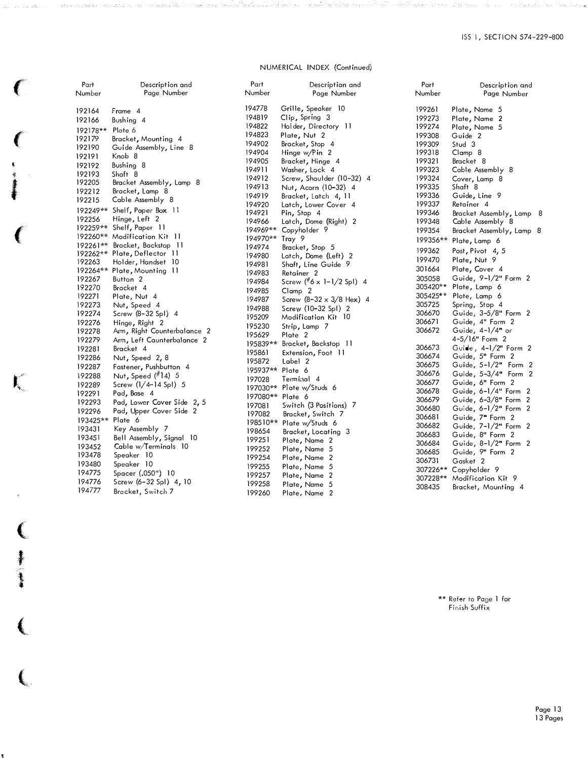## NUMERICAL INDEX (Continued)

| Part Number | Description and Page Number |
|---|---|
| 192164 | Frame 4 |
| 192166 | Bushing 4 |
| 192178** | Plate 6 |
| 192179 | Bracket, Mounting 4 |
| 192190 | Guide Assembly, Line 8 |
| 192191 | Knob 8 |
| 192192 | Bushing 8 |
| 192193 | Shaft 8 |
| 192205 | Bracket Assembly, Lamp 8 |
| 192212 | Bracket, Lamp 8 |
| 192215 | Cable Assembly 8 |
| 192249** | Shelf, Paper Box 11 |
| 192256 | Hinge, Left 2 |
| 192259** | Shelf, Paper 11 |
| 192260** | Modification Kit 11 |
| 192261** | Bracket, Backstop 11 |
| 192262** | Plate, Deflector 11 |
| 192263 | Holder, Handset 10 |
| 192264** | Plate, Mounting 11 |
| 192267 | Button 2 |
| 192270 | Bracket 4 |
| 192271 | Plate, Nut 4 |
| 192273 | Nut, Speed 4 |
| 192274 | Screw (8-32 Spl) 4 |
| 192276 | Hinge, Right 2 |
| 192278 | Arm, Right Counterbalance 2 |
| 192279 | Arm, Left Counterbalance 2 |
| 192281 | Bracket 4 |
| 192286 | Nut, Speed 2, 8 |
| 192287 | Fastener, Pushbutton 4 |
| 192288 | Nut, Speed (#14) 5 |
| 192289 | Screw (1/4-14 Spl) 5 |
| 192291 | Pad, Base 4 |
| 192293 | Pad, Lower Cover Side 2, 5 |
| 192296 | Pad, Upper Cover Side 2 |
| 193425** | Plate 6 |
| 193431 | Key Assembly 7 |
| 193451 | Bell Assembly, Signal 10 |
| 193452 | Cable w/Terminals 10 |
| 193478 | Speaker 10 |
| 193480 | Speaker 10 |
| 194775 | Spacer (.050") 10 |
| 194776 | Screw (6-32 Spl) 4, 10 |
| 194777 | Bracket, Switch 7 |
| 194778 | Grille, Speaker 10 |
| 194819 | Clip, Spring 3 |
| 194822 | Holder, Directory 11 |
| 194823 | Plate, Nut 2 |
| 194902 | Bracket, Stop 4 |
| 194904 | Hinge w/Pin 2 |
| 194905 | Bracket, Hinge 4 |
| 194911 | Washer, Lock 4 |
| 194912 | Screw, Shoulder (10-32) 4 |
| 194913 | Nut, Acorn (10-32) 4 |
| 194919 | Bracket, Latch 4, 11 |
| 194920 | Latch, Lower Cover 4 |
| 194921 | Pin, Stop 4 |
| 194966 | Latch, Dome (Right) 2 |
| 194969** | Copyholder 9 |
| 194970** | Tray 9 |
| 194974 | Bracket, Stop 5 |
| 194980 | Latch, Dome (Left) 2 |
| 194981 | Shaft, Line Guide 9 |
| 194983 | Retainer 2 |
| 194984 | Screw (#6 x 1-1/2 Spl) 4 |
| 194985 | Clamp 2 |
| 194987 | Screw (8-32 x 3/8 Hex) 4 |
| 194988 | Screw (10-32 Spl) 2 |
| 195209 | Modification Kit 10 |
| 195230 | Strip, Lamp 7 |
| 195629 | Plate 2 |
| 195839** | Bracket, Backstop 11 |
| 195861 | Extension, Foot 11 |
| 195872 | Label 2 |
| 195937** | Plate 6 |
| 197028 | Terminal 4 |
| 197030** | Plate w/Studs 6 |
| 197080** | Plate 6 |
| 197081 | Switch (3 Positions) 7 |
| 197082 | Bracket, Switch 7 |
| 198510** | Plate w/Studs 6 |
| 198654 | Bracket, Locating 3 |
| 199251 | Plate, Name 2 |
| 199252 | Plate, Name 5 |
| 199254 | Plate, Name 2 |
| 199255 | Plate, Name 5 |
| 199257 | Plate, Name 2 |
| 199258 | Plate, Name 5 |
| 199260 | Plate, Name 2 |
| 199261 | Plate, Name 5 |
| 199273 | Plate, Name 2 |
| 199274 | Plate, Name 5 |
| 199308 | Guide 2 |
| 199309 | Stud 3 |
| 199318 | Clamp 8 |
| 199321 | Bracket 8 |
| 199323 | Cable Assembly 8 |
| 199324 | Cover, Lamp 8 |
| 199335 | Shaft 8 |
| 199336 | Guide, Line 9 |
| 199337 | Retainer 4 |
| 199346 | Bracket Assembly, Lamp 8 |
| 199348 | Cable Assembly 8 |
| 199354 | Bracket Assembly, Lamp 8 |
| 199356** | Plate, Lamp 6 |
| 199362 | Post, Pivot 4, 5 |
| 199470 | Plate, Nut 9 |
| 301664 | Plate, Cover 4 |
| 305058 | Guide, 9-1/2" Form 2 |
| 305420** | Plate, Lamp 6 |
| 305425** | Plate, Lamp 6 |
| 305725 | Spring, Stop 4 |
| 306670 | Guide, 3-5/8" Form 2 |
| 306671 | Guide, 4" Form 2 |
| 306672 | Guide, 4-1/4" or 4-5/16" Form 2 |
| 306673 | Guide, 4-1/2" Form 2 |
| 306674 | Guide, 5" Form 2 |
| 306675 | Guide, 5-1/2" Form 2 |
| 306676 | Guide, 5-3/4" Form 2 |
| 306677 | Guide, 6" Form 2 |
| 306678 | Guide, 6-1/4" Form 2 |
| 306679 | Guide, 6-3/8" Form 2 |
| 306680 | Guide, 6-1/2" Form 2 |
| 306681 | Guide, 7" Form 2 |
| 306682 | Guide, 7-1/2" Form 2 |
| 306683 | Guide, 8" Form 2 |
| 306684 | Guide, 8-1/2" Form 2 |
| 306685 | Guide, 9" Form 2 |
| 306731 | Gasket 2 |
| 307226** | Copyholder 9 |
| 307228** | Modification Kit 9 |
| 308435 | Bracket, Mounting 4 |

** Refer to Page 1 for Finish Suffix